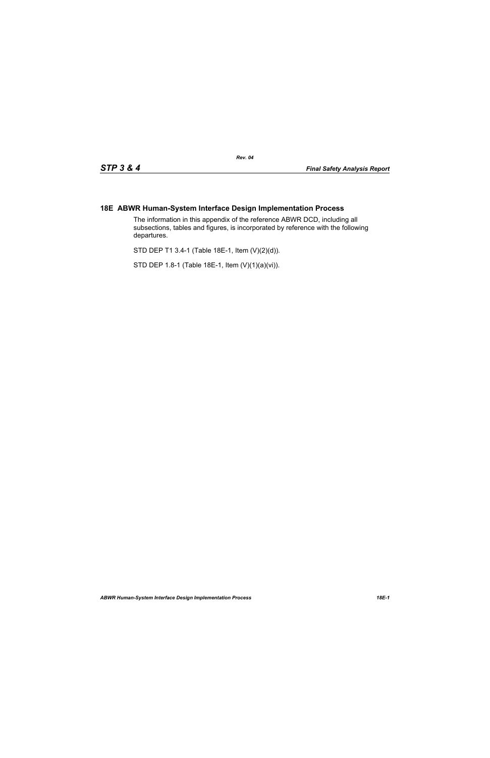## 18E ABWR Human-System Interface Design Implementation Process

The information in this appendix of the reference ABWR DCD, including all subsections, tables and figures, is incorporated by reference with the following departures.

STD DEP T1 3.4-1 (Table 18E-1, Item (V)(2)(d)).

STD DEP 1.8-1 (Table 18E-1, Item (V)(1)(a)(vi)).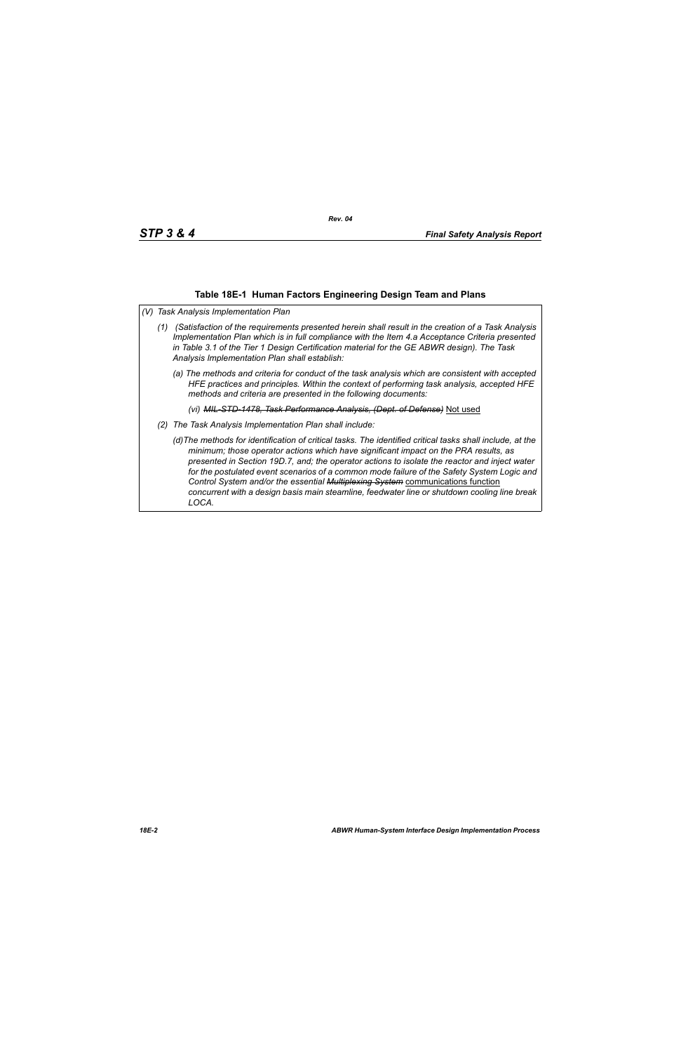### Table 18E-1 Human Factors Engineering Design Team and Plans

*(V) Task Analysis Implementation Plan*

*(1) (Satisfaction of the requirements presented herein shall result in the creation of a Task Analysis Implementation Plan which is in full compliance with the Item 4.a Acceptance Criteria presented in Table 3.1 of the Tier 1 Design Certification material for the GE ABWR design). The Task Analysis Implementation Plan shall establish:*

*(a) The methods and criteria for conduct of the task analysis which are consistent with accepted HFE practices and principles. Within the context of performing task analysis, accepted HFE methods and criteria are presented in the following documents:*

*(vi) ~~MIL-STD-1478, Task Performance Analysis, (Dept. of Defense)~~* Not used

*(2) The Task Analysis Implementation Plan shall include:*

*(d) The methods for identification of critical tasks. The identified critical tasks shall include, at the minimum; those operator actions which have significant impact on the PRA results, as presented in Section 19D.7, and; the operator actions to isolate the reactor and inject water for the postulated event scenarios of a common mode failure of the Safety System Logic and Control System and/or the essential ~~Multiplexing System~~* communications function *concurrent with a design basis main steamline, feedwater line or shutdown cooling line break LOCA.*